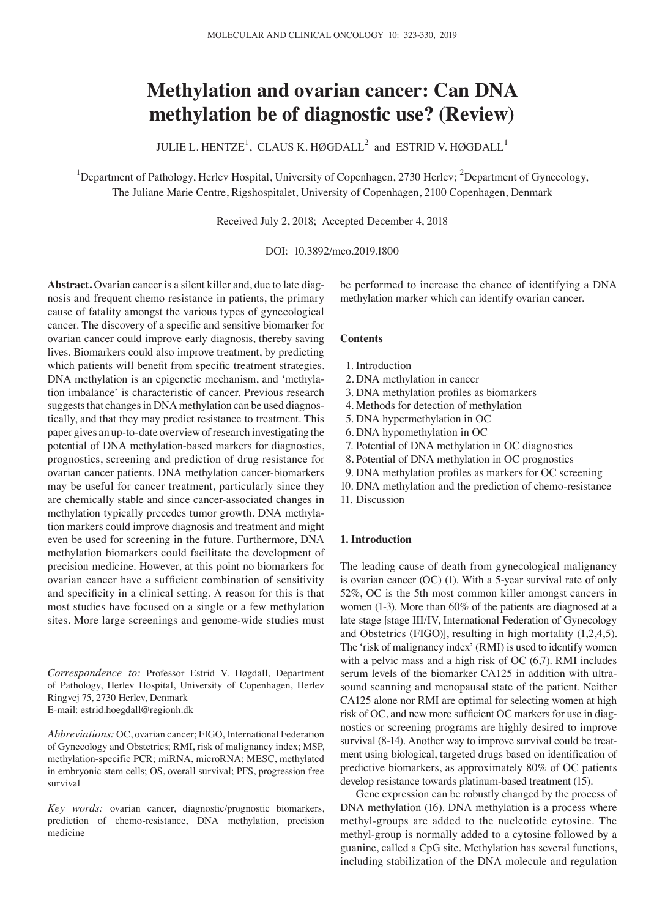# Methylation and ovarian cancer: Can DNA methylation be of diagnostic use? (Review)

JULIE L. HENTZE[1], CLAUS K. HØGDALL[2] and ESTRID V. HØGDALL[1]

[1]Department of Pathology, Herlev Hospital, University of Copenhagen, 2730 Herlev; [2]Department of Gynecology, The Juliane Marie Centre, Rigshospitalet, University of Copenhagen, 2100 Copenhagen, Denmark

Received July 2, 2018; Accepted December 4, 2018

DOI: 10.3892/mco.2019.1800

**Abstract.** Ovarian cancer is a silent killer and, due to late diagnosis and frequent chemo resistance in patients, the primary cause of fatality amongst the various types of gynecological cancer. The discovery of a specific and sensitive biomarker for ovarian cancer could improve early diagnosis, thereby saving lives. Biomarkers could also improve treatment, by predicting which patients will benefit from specific treatment strategies. DNA methylation is an epigenetic mechanism, and 'methylation imbalance' is characteristic of cancer. Previous research suggests that changes in DNA methylation can be used diagnostically, and that they may predict resistance to treatment. This paper gives an up-to-date overview of research investigating the potential of DNA methylation-based markers for diagnostics, prognostics, screening and prediction of drug resistance for ovarian cancer patients. DNA methylation cancer-biomarkers may be useful for cancer treatment, particularly since they are chemically stable and since cancer-associated changes in methylation typically precedes tumor growth. DNA methylation markers could improve diagnosis and treatment and might even be used for screening in the future. Furthermore, DNA methylation biomarkers could facilitate the development of precision medicine. However, at this point no biomarkers for ovarian cancer have a sufficient combination of sensitivity and specificity in a clinical setting. A reason for this is that most studies have focused on a single or a few methylation sites. More large screenings and genome-wide studies must be performed to increase the chance of identifying a DNA methylation marker which can identify ovarian cancer.

*Correspondence to:* Professor Estrid V. Høgdall, Department of Pathology, Herlev Hospital, University of Copenhagen, Herlev Ringvej 75, 2730 Herlev, Denmark
E-mail: estrid.hoegdall@regionh.dk

*Abbreviations:* OC, ovarian cancer; FIGO, International Federation of Gynecology and Obstetrics; RMI, risk of malignancy index; MSP, methylation-specific PCR; miRNA, microRNA; MESC, methylated in embryonic stem cells; OS, overall survival; PFS, progression free survival

*Key words:* ovarian cancer, diagnostic/prognostic biomarkers, prediction of chemo-resistance, DNA methylation, precision medicine

**Contents**

1. Introduction
2. DNA methylation in cancer
3. DNA methylation profiles as biomarkers
4. Methods for detection of methylation
5. DNA hypermethylation in OC
6. DNA hypomethylation in OC
7. Potential of DNA methylation in OC diagnostics
8. Potential of DNA methylation in OC prognostics
9. DNA methylation profiles as markers for OC screening
10. DNA methylation and the prediction of chemo-resistance
11. Discussion

## 1. Introduction

The leading cause of death from gynecological malignancy is ovarian cancer (OC) (1). With a 5-year survival rate of only 52%, OC is the 5th most common killer amongst cancers in women (1-3). More than 60% of the patients are diagnosed at a late stage [stage III/IV, International Federation of Gynecology and Obstetrics (FIGO)], resulting in high mortality (1,2,4,5). The 'risk of malignancy index' (RMI) is used to identify women with a pelvic mass and a high risk of OC (6,7). RMI includes serum levels of the biomarker CA125 in addition with ultrasound scanning and menopausal state of the patient. Neither CA125 alone nor RMI are optimal for selecting women at high risk of OC, and new more sufficient OC markers for use in diagnostics or screening programs are highly desired to improve survival (8-14). Another way to improve survival could be treatment using biological, targeted drugs based on identification of predictive biomarkers, as approximately 80% of OC patients develop resistance towards platinum-based treatment (15).

Gene expression can be robustly changed by the process of DNA methylation (16). DNA methylation is a process where methyl-groups are added to the nucleotide cytosine. The methyl-group is normally added to a cytosine followed by a guanine, called a CpG site. Methylation has several functions, including stabilization of the DNA molecule and regulation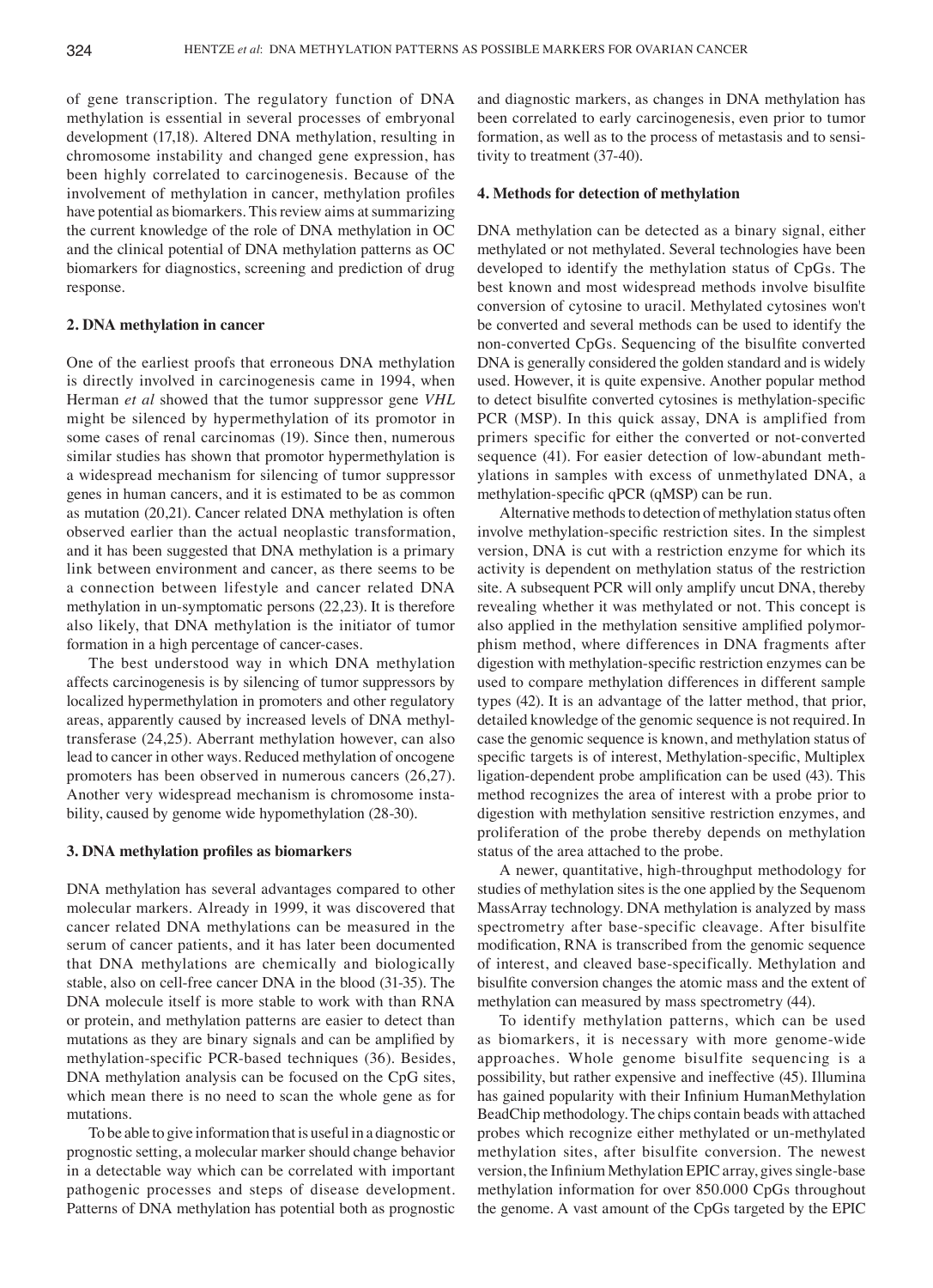of gene transcription. The regulatory function of DNA methylation is essential in several processes of embryonal development (17,18). Altered DNA methylation, resulting in chromosome instability and changed gene expression, has been highly correlated to carcinogenesis. Because of the involvement of methylation in cancer, methylation profiles have potential as biomarkers. This review aims at summarizing the current knowledge of the role of DNA methylation in OC and the clinical potential of DNA methylation patterns as OC biomarkers for diagnostics, screening and prediction of drug response.

## 2. DNA methylation in cancer

One of the earliest proofs that erroneous DNA methylation is directly involved in carcinogenesis came in 1994, when Herman *et al* showed that the tumor suppressor gene *VHL* might be silenced by hypermethylation of its promotor in some cases of renal carcinomas (19). Since then, numerous similar studies has shown that promotor hypermethylation is a widespread mechanism for silencing of tumor suppressor genes in human cancers, and it is estimated to be as common as mutation (20,21). Cancer related DNA methylation is often observed earlier than the actual neoplastic transformation, and it has been suggested that DNA methylation is a primary link between environment and cancer, as there seems to be a connection between lifestyle and cancer related DNA methylation in un-symptomatic persons (22,23). It is therefore also likely, that DNA methylation is the initiator of tumor formation in a high percentage of cancer-cases.

The best understood way in which DNA methylation affects carcinogenesis is by silencing of tumor suppressors by localized hypermethylation in promoters and other regulatory areas, apparently caused by increased levels of DNA methyltransferase (24,25). Aberrant methylation however, can also lead to cancer in other ways. Reduced methylation of oncogene promoters has been observed in numerous cancers (26,27). Another very widespread mechanism is chromosome instability, caused by genome wide hypomethylation (28-30).

## 3. DNA methylation profiles as biomarkers

DNA methylation has several advantages compared to other molecular markers. Already in 1999, it was discovered that cancer related DNA methylations can be measured in the serum of cancer patients, and it has later been documented that DNA methylations are chemically and biologically stable, also on cell-free cancer DNA in the blood (31-35). The DNA molecule itself is more stable to work with than RNA or protein, and methylation patterns are easier to detect than mutations as they are binary signals and can be amplified by methylation-specific PCR-based techniques (36). Besides, DNA methylation analysis can be focused on the CpG sites, which mean there is no need to scan the whole gene as for mutations.

To be able to give information that is useful in a diagnostic or prognostic setting, a molecular marker should change behavior in a detectable way which can be correlated with important pathogenic processes and steps of disease development. Patterns of DNA methylation has potential both as prognostic and diagnostic markers, as changes in DNA methylation has been correlated to early carcinogenesis, even prior to tumor formation, as well as to the process of metastasis and to sensitivity to treatment (37-40).

## 4. Methods for detection of methylation

DNA methylation can be detected as a binary signal, either methylated or not methylated. Several technologies have been developed to identify the methylation status of CpGs. The best known and most widespread methods involve bisulfite conversion of cytosine to uracil. Methylated cytosines won't be converted and several methods can be used to identify the non-converted CpGs. Sequencing of the bisulfite converted DNA is generally considered the golden standard and is widely used. However, it is quite expensive. Another popular method to detect bisulfite converted cytosines is methylation-specific PCR (MSP). In this quick assay, DNA is amplified from primers specific for either the converted or not-converted sequence (41). For easier detection of low-abundant methylations in samples with excess of unmethylated DNA, a methylation-specific qPCR (qMSP) can be run.

Alternative methods to detection of methylation status often involve methylation-specific restriction sites. In the simplest version, DNA is cut with a restriction enzyme for which its activity is dependent on methylation status of the restriction site. A subsequent PCR will only amplify uncut DNA, thereby revealing whether it was methylated or not. This concept is also applied in the methylation sensitive amplified polymorphism method, where differences in DNA fragments after digestion with methylation-specific restriction enzymes can be used to compare methylation differences in different sample types (42). It is an advantage of the latter method, that prior, detailed knowledge of the genomic sequence is not required. In case the genomic sequence is known, and methylation status of specific targets is of interest, Methylation-specific, Multiplex ligation-dependent probe amplification can be used (43). This method recognizes the area of interest with a probe prior to digestion with methylation sensitive restriction enzymes, and proliferation of the probe thereby depends on methylation status of the area attached to the probe.

A newer, quantitative, high-throughput methodology for studies of methylation sites is the one applied by the Sequenom MassArray technology. DNA methylation is analyzed by mass spectrometry after base-specific cleavage. After bisulfite modification, RNA is transcribed from the genomic sequence of interest, and cleaved base-specifically. Methylation and bisulfite conversion changes the atomic mass and the extent of methylation can measured by mass spectrometry (44).

To identify methylation patterns, which can be used as biomarkers, it is necessary with more genome-wide approaches. Whole genome bisulfite sequencing is a possibility, but rather expensive and ineffective (45). Illumina has gained popularity with their Infinium HumanMethylation BeadChip methodology. The chips contain beads with attached probes which recognize either methylated or un-methylated methylation sites, after bisulfite conversion. The newest version, the Infinium MethylationEPIC array, gives single-base methylation information for over 850.000 CpGs throughout the genome. A vast amount of the CpGs targeted by the EPIC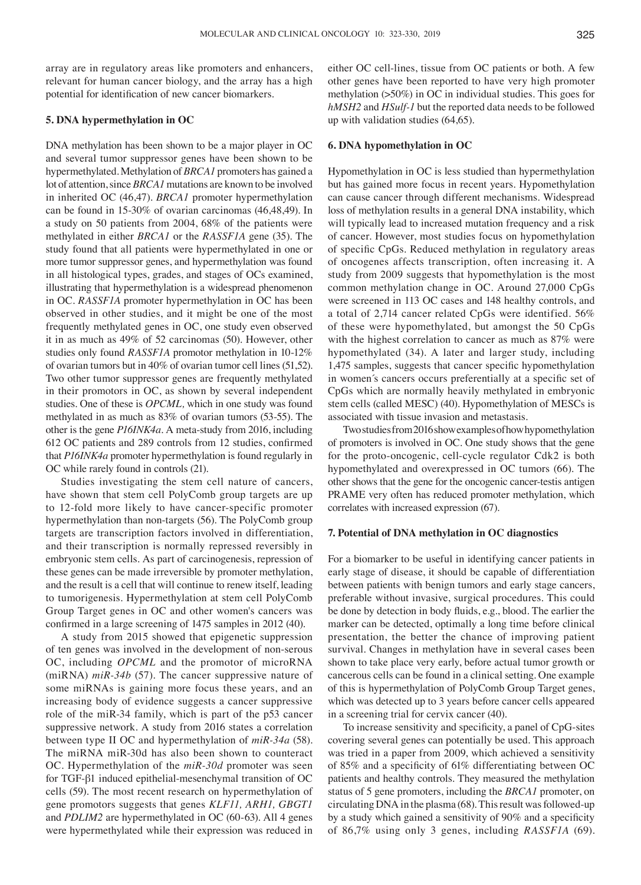array are in regulatory areas like promoters and enhancers, relevant for human cancer biology, and the array has a high potential for identification of new cancer biomarkers.

## 5. DNA hypermethylation in OC

DNA methylation has been shown to be a major player in OC and several tumor suppressor genes have been shown to be hypermethylated. Methylation of *BRCA1* promoters has gained a lot of attention, since *BRCA1* mutations are known to be involved in inherited OC (46,47). *BRCA1* promoter hypermethylation can be found in 15-30% of ovarian carcinomas (46,48,49). In a study on 50 patients from 2004, 68% of the patients were methylated in either *BRCA1* or the *RASSF1A* gene (35). The study found that all patients were hypermethylated in one or more tumor suppressor genes, and hypermethylation was found in all histological types, grades, and stages of OCs examined, illustrating that hypermethylation is a widespread phenomenon in OC. *RASSF1A* promoter hypermethylation in OC has been observed in other studies, and it might be one of the most frequently methylated genes in OC, one study even observed it in as much as 49% of 52 carcinomas (50). However, other studies only found *RASSF1A* promotor methylation in 10-12% of ovarian tumors but in 40% of ovarian tumor cell lines (51,52). Two other tumor suppressor genes are frequently methylated in their promotors in OC, as shown by several independent studies. One of these is *OPCML,* which in one study was found methylated in as much as 83% of ovarian tumors (53-55). The other is the gene *P16INK4a*. A meta-study from 2016, including 612 OC patients and 289 controls from 12 studies, confirmed that *P16INK4a* promoter hypermethylation is found regularly in OC while rarely found in controls (21).

Studies investigating the stem cell nature of cancers, have shown that stem cell PolyComb group targets are up to 12-fold more likely to have cancer-specific promoter hypermethylation than non-targets (56). The PolyComb group targets are transcription factors involved in differentiation, and their transcription is normally repressed reversibly in embryonic stem cells. As part of carcinogenesis, repression of these genes can be made irreversible by promoter methylation, and the result is a cell that will continue to renew itself, leading to tumorigenesis. Hypermethylation at stem cell PolyComb Group Target genes in OC and other women's cancers was confirmed in a large screening of 1475 samples in 2012 (40).

A study from 2015 showed that epigenetic suppression of ten genes was involved in the development of non-serous OC, including *OPCML* and the promotor of microRNA (miRNA) *miR-34b* (57). The cancer suppressive nature of some miRNAs is gaining more focus these years, and an increasing body of evidence suggests a cancer suppressive role of the miR-34 family, which is part of the p53 cancer suppressive network. A study from 2016 states a correlation between type II OC and hypermethylation of *miR-34a* (58). The miRNA miR-30d has also been shown to counteract OC. Hypermethylation of the *miR-30d* promoter was seen for TGF-β1 induced epithelial-mesenchymal transition of OC cells (59). The most recent research on hypermethylation of gene promotors suggests that genes *KLF11, ARH1, GBGT1* and *PDLIM2* are hypermethylated in OC (60-63). All 4 genes were hypermethylated while their expression was reduced in either OC cell-lines, tissue from OC patients or both. A few other genes have been reported to have very high promoter methylation (>50%) in OC in individual studies. This goes for *hMSH2* and *HSulf-1* but the reported data needs to be followed up with validation studies (64,65).

## 6. DNA hypomethylation in OC

Hypomethylation in OC is less studied than hypermethylation but has gained more focus in recent years. Hypomethylation can cause cancer through different mechanisms. Widespread loss of methylation results in a general DNA instability, which will typically lead to increased mutation frequency and a risk of cancer. However, most studies focus on hypomethylation of specific CpGs. Reduced methylation in regulatory areas of oncogenes affects transcription, often increasing it. A study from 2009 suggests that hypomethylation is the most common methylation change in OC. Around 27,000 CpGs were screened in 113 OC cases and 148 healthy controls, and a total of 2,714 cancer related CpGs were identified. 56% of these were hypomethylated, but amongst the 50 CpGs with the highest correlation to cancer as much as 87% were hypomethylated (34). A later and larger study, including 1,475 samples, suggests that cancer specific hypomethylation in women´s cancers occurs preferentially at a specific set of CpGs which are normally heavily methylated in embryonic stem cells (called MESC) (40). Hypomethylation of MESCs is associated with tissue invasion and metastasis.

Two studies from 2016 show examples of how hypomethylation of promoters is involved in OC. One study shows that the gene for the proto-oncogenic, cell-cycle regulator Cdk2 is both hypomethylated and overexpressed in OC tumors (66). The other shows that the gene for the oncogenic cancer-testis antigen PRAME very often has reduced promoter methylation, which correlates with increased expression (67).

## 7. Potential of DNA methylation in OC diagnostics

For a biomarker to be useful in identifying cancer patients in early stage of disease, it should be capable of differentiation between patients with benign tumors and early stage cancers, preferable without invasive, surgical procedures. This could be done by detection in body fluids, e.g., blood. The earlier the marker can be detected, optimally a long time before clinical presentation, the better the chance of improving patient survival. Changes in methylation have in several cases been shown to take place very early, before actual tumor growth or cancerous cells can be found in a clinical setting. One example of this is hypermethylation of PolyComb Group Target genes, which was detected up to 3 years before cancer cells appeared in a screening trial for cervix cancer (40).

To increase sensitivity and specificity, a panel of CpG-sites covering several genes can potentially be used. This approach was tried in a paper from 2009, which achieved a sensitivity of 85% and a specificity of 61% differentiating between OC patients and healthy controls. They measured the methylation status of 5 gene promoters, including the *BRCA1* promoter, on circulating DNA in the plasma (68). This result was followed-up by a study which gained a sensitivity of 90% and a specificity of 86,7% using only 3 genes, including *RASSF1A* (69).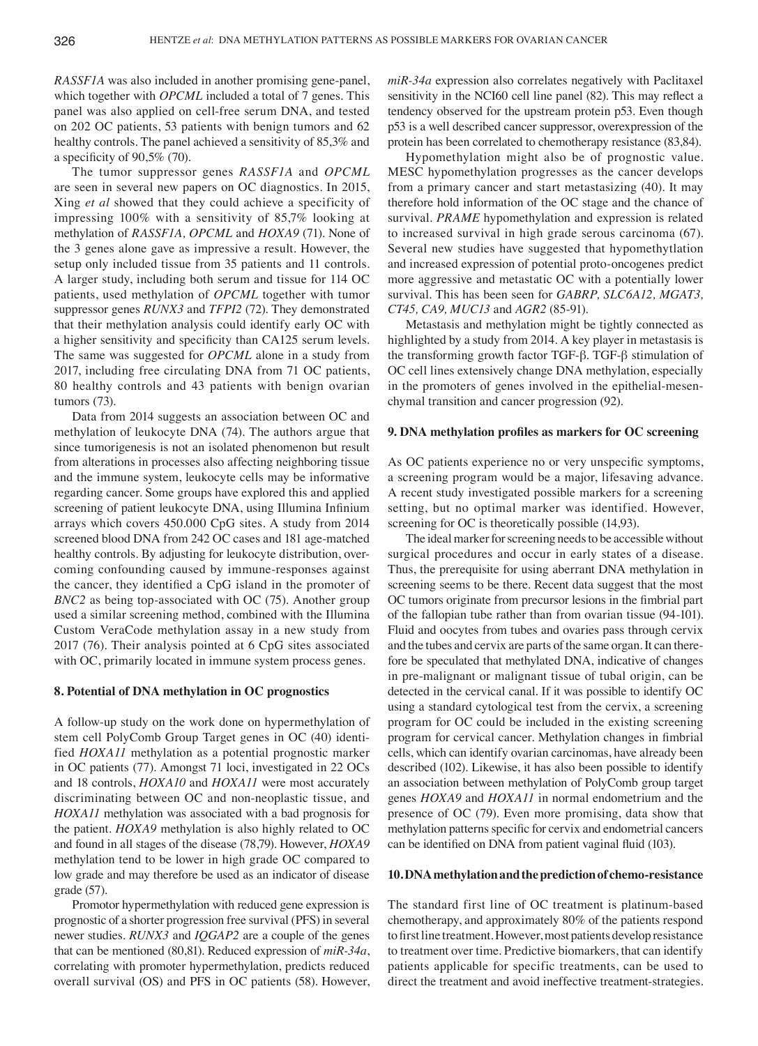*RASSF1A* was also included in another promising gene-panel, which together with *OPCML* included a total of 7 genes. This panel was also applied on cell-free serum DNA, and tested on 202 OC patients, 53 patients with benign tumors and 62 healthy controls. The panel achieved a sensitivity of 85,3% and a specificity of 90,5% (70).

The tumor suppressor genes *RASSF1A* and *OPCML* are seen in several new papers on OC diagnostics. In 2015, Xing *et al* showed that they could achieve a specificity of impressing 100% with a sensitivity of 85,7% looking at methylation of *RASSF1A, OPCML* and *HOXA9* (71). None of the 3 genes alone gave as impressive a result. However, the setup only included tissue from 35 patients and 11 controls. A larger study, including both serum and tissue for 114 OC patients, used methylation of *OPCML* together with tumor suppressor genes *RUNX3* and *TFPI2* (72). They demonstrated that their methylation analysis could identify early OC with a higher sensitivity and specificity than CA125 serum levels. The same was suggested for *OPCML* alone in a study from 2017, including free circulating DNA from 71 OC patients, 80 healthy controls and 43 patients with benign ovarian tumors (73).

Data from 2014 suggests an association between OC and methylation of leukocyte DNA (74). The authors argue that since tumorigenesis is not an isolated phenomenon but result from alterations in processes also affecting neighboring tissue and the immune system, leukocyte cells may be informative regarding cancer. Some groups have explored this and applied screening of patient leukocyte DNA, using Illumina Infinium arrays which covers 450.000 CpG sites. A study from 2014 screened blood DNA from 242 OC cases and 181 age-matched healthy controls. By adjusting for leukocyte distribution, overcoming confounding caused by immune-responses against the cancer, they identified a CpG island in the promoter of *BNC2* as being top-associated with OC (75). Another group used a similar screening method, combined with the Illumina Custom VeraCode methylation assay in a new study from 2017 (76). Their analysis pointed at 6 CpG sites associated with OC, primarily located in immune system process genes.

## 8. Potential of DNA methylation in OC prognostics

A follow-up study on the work done on hypermethylation of stem cell PolyComb Group Target genes in OC (40) identified *HOXA11* methylation as a potential prognostic marker in OC patients (77). Amongst 71 loci, investigated in 22 OCs and 18 controls, *HOXA10* and *HOXA11* were most accurately discriminating between OC and non-neoplastic tissue, and *HOXA11* methylation was associated with a bad prognosis for the patient. *HOXA9* methylation is also highly related to OC and found in all stages of the disease (78,79). However, *HOXA9* methylation tend to be lower in high grade OC compared to low grade and may therefore be used as an indicator of disease grade (57).

Promotor hypermethylation with reduced gene expression is prognostic of a shorter progression free survival (PFS) in several newer studies. *RUNX3* and *IQGAP2* are a couple of the genes that can be mentioned (80,81). Reduced expression of *miR-34a*, correlating with promoter hypermethylation, predicts reduced overall survival (OS) and PFS in OC patients (58). However, *miR-34a* expression also correlates negatively with Paclitaxel sensitivity in the NCI60 cell line panel (82). This may reflect a tendency observed for the upstream protein p53. Even though p53 is a well described cancer suppressor, overexpression of the protein has been correlated to chemotherapy resistance (83,84).

Hypomethylation might also be of prognostic value. MESC hypomethylation progresses as the cancer develops from a primary cancer and start metastasizing (40). It may therefore hold information of the OC stage and the chance of survival. *PRAME* hypomethylation and expression is related to increased survival in high grade serous carcinoma (67). Several new studies have suggested that hypomethytlation and increased expression of potential proto-oncogenes predict more aggressive and metastatic OC with a potentially lower survival. This has been seen for *GABRP, SLC6A12, MGAT3, CT45, CA9, MUC13* and *AGR2* (85-91).

Metastasis and methylation might be tightly connected as highlighted by a study from 2014. A key player in metastasis is the transforming growth factor TGF-β. TGF-β stimulation of OC cell lines extensively change DNA methylation, especially in the promoters of genes involved in the epithelial-mesenchymal transition and cancer progression (92).

## 9. DNA methylation profiles as markers for OC screening

As OC patients experience no or very unspecific symptoms, a screening program would be a major, lifesaving advance. A recent study investigated possible markers for a screening setting, but no optimal marker was identified. However, screening for OC is theoretically possible (14,93).

The ideal marker for screening needs to be accessible without surgical procedures and occur in early states of a disease. Thus, the prerequisite for using aberrant DNA methylation in screening seems to be there. Recent data suggest that the most OC tumors originate from precursor lesions in the fimbrial part of the fallopian tube rather than from ovarian tissue (94-101). Fluid and oocytes from tubes and ovaries pass through cervix and the tubes and cervix are parts of the same organ. It can therefore be speculated that methylated DNA, indicative of changes in pre-malignant or malignant tissue of tubal origin, can be detected in the cervical canal. If it was possible to identify OC using a standard cytological test from the cervix, a screening program for OC could be included in the existing screening program for cervical cancer. Methylation changes in fimbrial cells, which can identify ovarian carcinomas, have already been described (102). Likewise, it has also been possible to identify an association between methylation of PolyComb group target genes *HOXA9* and *HOXA11* in normal endometrium and the presence of OC (79). Even more promising, data show that methylation patterns specific for cervix and endometrial cancers can be identified on DNA from patient vaginal fluid (103).

## 10. DNA methylation and the prediction of chemo-resistance

The standard first line of OC treatment is platinum-based chemotherapy, and approximately 80% of the patients respond to first line treatment. However, most patients develop resistance to treatment over time. Predictive biomarkers, that can identify patients applicable for specific treatments, can be used to direct the treatment and avoid ineffective treatment-strategies.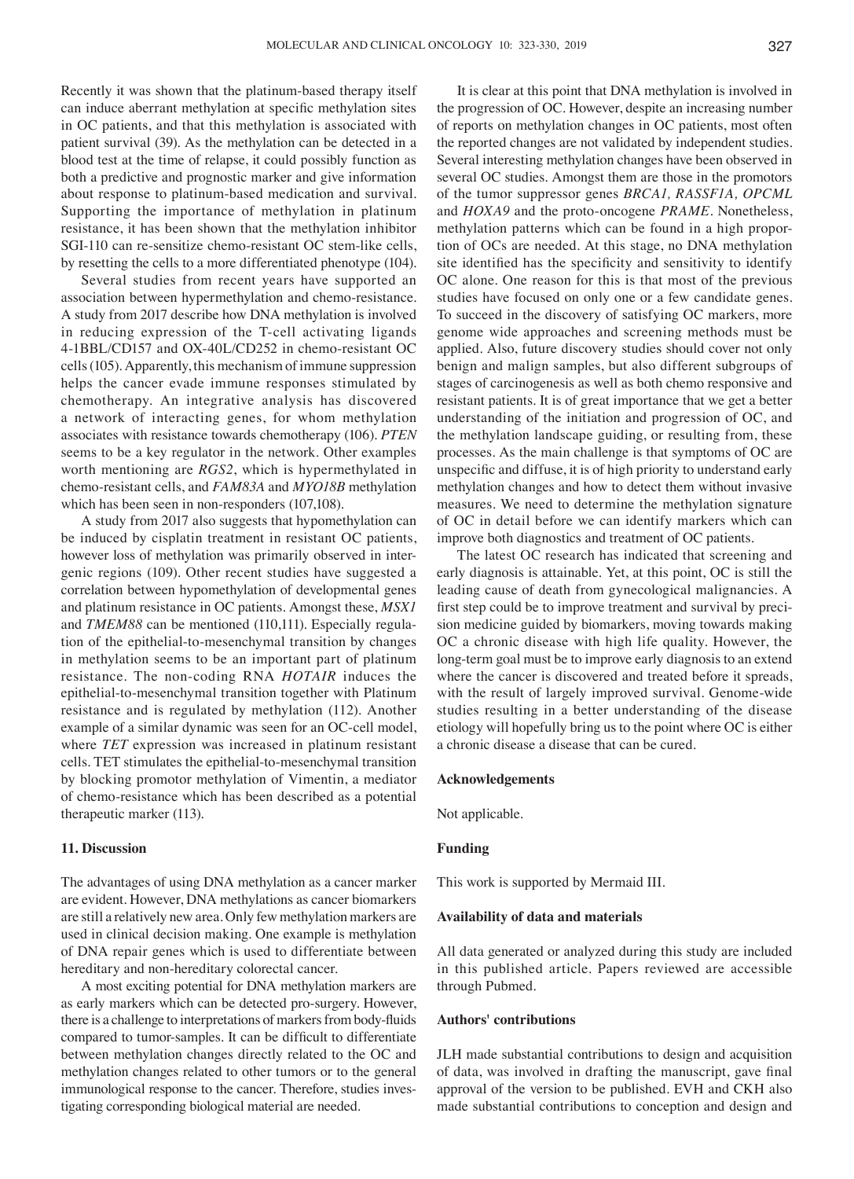Recently it was shown that the platinum-based therapy itself can induce aberrant methylation at specific methylation sites in OC patients, and that this methylation is associated with patient survival (39). As the methylation can be detected in a blood test at the time of relapse, it could possibly function as both a predictive and prognostic marker and give information about response to platinum-based medication and survival. Supporting the importance of methylation in platinum resistance, it has been shown that the methylation inhibitor SGI-110 can re-sensitize chemo-resistant OC stem-like cells, by resetting the cells to a more differentiated phenotype (104).

Several studies from recent years have supported an association between hypermethylation and chemo-resistance. A study from 2017 describe how DNA methylation is involved in reducing expression of the T-cell activating ligands 4-1BBL/CD157 and OX-40L/CD252 in chemo-resistant OC cells (105). Apparently, this mechanism of immune suppression helps the cancer evade immune responses stimulated by chemotherapy. An integrative analysis has discovered a network of interacting genes, for whom methylation associates with resistance towards chemotherapy (106). *PTEN* seems to be a key regulator in the network. Other examples worth mentioning are *RGS2*, which is hypermethylated in chemo-resistant cells, and *FAM83A* and *MYO18B* methylation which has been seen in non-responders (107,108).

A study from 2017 also suggests that hypomethylation can be induced by cisplatin treatment in resistant OC patients, however loss of methylation was primarily observed in intergenic regions (109). Other recent studies have suggested a correlation between hypomethylation of developmental genes and platinum resistance in OC patients. Amongst these, *MSX1* and *TMEM88* can be mentioned (110,111). Especially regulation of the epithelial-to-mesenchymal transition by changes in methylation seems to be an important part of platinum resistance. The non-coding RNA *HOTAIR* induces the epithelial-to-mesenchymal transition together with Platinum resistance and is regulated by methylation (112). Another example of a similar dynamic was seen for an OC-cell model, where *TET* expression was increased in platinum resistant cells. TET stimulates the epithelial-to-mesenchymal transition by blocking promotor methylation of Vimentin, a mediator of chemo-resistance which has been described as a potential therapeutic marker (113).

## 11. Discussion

The advantages of using DNA methylation as a cancer marker are evident. However, DNA methylations as cancer biomarkers are still a relatively new area. Only few methylation markers are used in clinical decision making. One example is methylation of DNA repair genes which is used to differentiate between hereditary and non-hereditary colorectal cancer.

A most exciting potential for DNA methylation markers are as early markers which can be detected pro-surgery. However, there is a challenge to interpretations of markers from body-fluids compared to tumor-samples. It can be difficult to differentiate between methylation changes directly related to the OC and methylation changes related to other tumors or to the general immunological response to the cancer. Therefore, studies investigating corresponding biological material are needed.

It is clear at this point that DNA methylation is involved in the progression of OC. However, despite an increasing number of reports on methylation changes in OC patients, most often the reported changes are not validated by independent studies. Several interesting methylation changes have been observed in several OC studies. Amongst them are those in the promotors of the tumor suppressor genes *BRCA1, RASSF1A, OPCML* and *HOXA9* and the proto-oncogene *PRAME*. Nonetheless, methylation patterns which can be found in a high proportion of OCs are needed. At this stage, no DNA methylation site identified has the specificity and sensitivity to identify OC alone. One reason for this is that most of the previous studies have focused on only one or a few candidate genes. To succeed in the discovery of satisfying OC markers, more genome wide approaches and screening methods must be applied. Also, future discovery studies should cover not only benign and malign samples, but also different subgroups of stages of carcinogenesis as well as both chemo responsive and resistant patients. It is of great importance that we get a better understanding of the initiation and progression of OC, and the methylation landscape guiding, or resulting from, these processes. As the main challenge is that symptoms of OC are unspecific and diffuse, it is of high priority to understand early methylation changes and how to detect them without invasive measures. We need to determine the methylation signature of OC in detail before we can identify markers which can improve both diagnostics and treatment of OC patients.

The latest OC research has indicated that screening and early diagnosis is attainable. Yet, at this point, OC is still the leading cause of death from gynecological malignancies. A first step could be to improve treatment and survival by precision medicine guided by biomarkers, moving towards making OC a chronic disease with high life quality. However, the long-term goal must be to improve early diagnosis to an extend where the cancer is discovered and treated before it spreads, with the result of largely improved survival. Genome-wide studies resulting in a better understanding of the disease etiology will hopefully bring us to the point where OC is either a chronic disease a disease that can be cured.

## Acknowledgements

Not applicable.

## Funding

This work is supported by Mermaid III.

## Availability of data and materials

All data generated or analyzed during this study are included in this published article. Papers reviewed are accessible through Pubmed.

## Authors' contributions

JLH made substantial contributions to design and acquisition of data, was involved in drafting the manuscript, gave final approval of the version to be published. EVH and CKH also made substantial contributions to conception and design and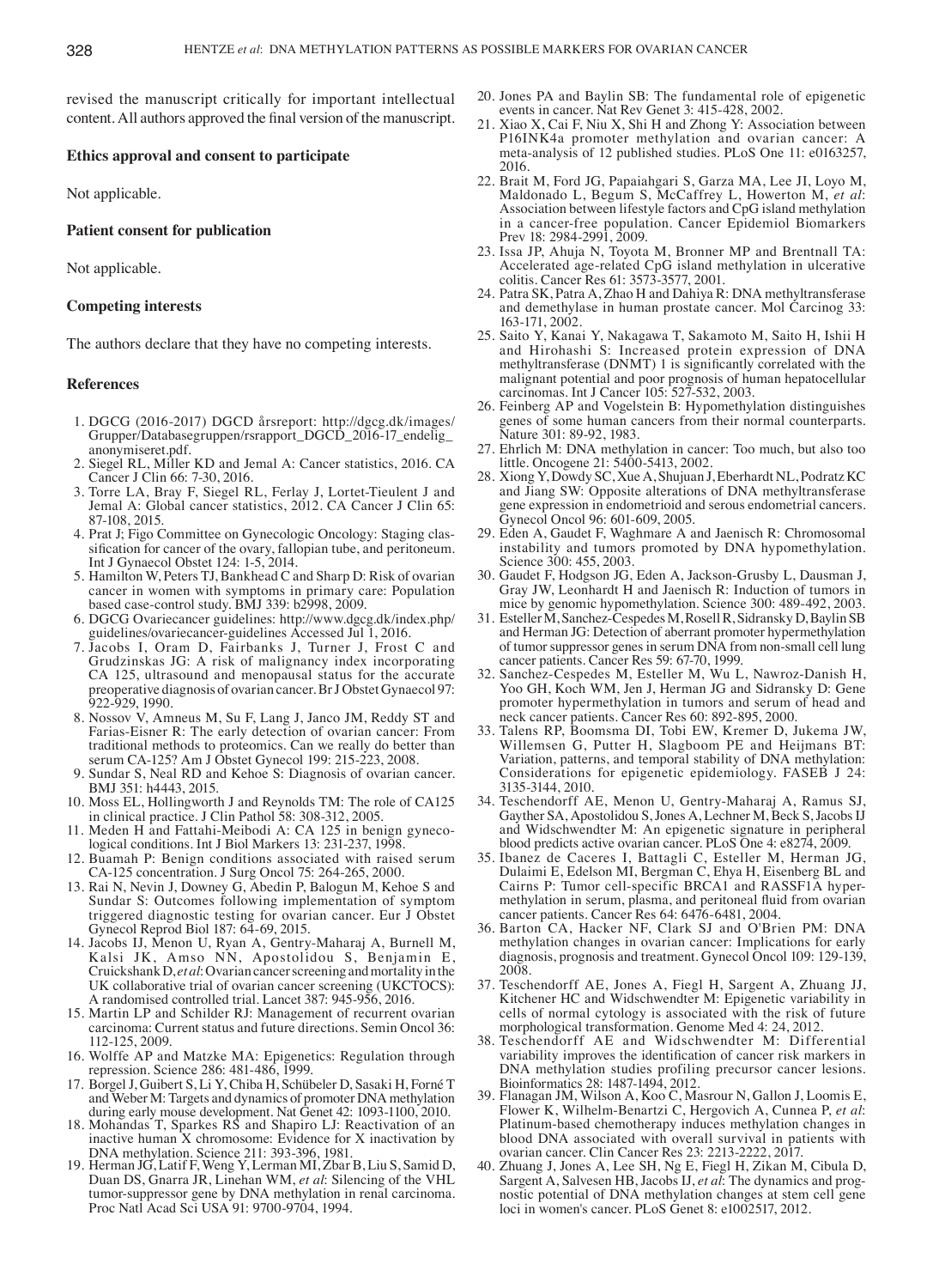revised the manuscript critically for important intellectual content. All authors approved the final version of the manuscript.

### Ethics approval and consent to participate

Not applicable.

### Patient consent for publication

Not applicable.

### Competing interests

The authors declare that they have no competing interests.

### References

1. DGCG (2016-2017) DGCD årsreport: http://dgcg.dk/images/Grupper/Databasegruppen/rsrapport_DGCD_2016-17_endelig_anonymiseret.pdf.
2. Siegel RL, Miller KD and Jemal A: Cancer statistics, 2016. CA Cancer J Clin 66: 7-30, 2016.
3. Torre LA, Bray F, Siegel RL, Ferlay J, Lortet-Tieulent J and Jemal A: Global cancer statistics, 2012. CA Cancer J Clin 65: 87-108, 2015.
4. Prat J; Figo Committee on Gynecologic Oncology: Staging classification for cancer of the ovary, fallopian tube, and peritoneum. Int J Gynaecol Obstet 124: 1-5, 2014.
5. Hamilton W, Peters TJ, Bankhead C and Sharp D: Risk of ovarian cancer in women with symptoms in primary care: Population based case-control study. BMJ 339: b2998, 2009.
6. DGCG Ovariecancer guidelines: http://www.dgcg.dk/index.php/guidelines/ovariecancer-guidelines Accessed Jul 1, 2016.
7. Jacobs I, Oram D, Fairbanks J, Turner J, Frost C and Grudzinskas JG: A risk of malignancy index incorporating CA 125, ultrasound and menopausal status for the accurate preoperative diagnosis of ovarian cancer. Br J Obstet Gynaecol 97: 922-929, 1990.
8. Nossov V, Amneus M, Su F, Lang J, Janco JM, Reddy ST and Farias-Eisner R: The early detection of ovarian cancer: From traditional methods to proteomics. Can we really do better than serum CA-125? Am J Obstet Gynecol 199: 215-223, 2008.
9. Sundar S, Neal RD and Kehoe S: Diagnosis of ovarian cancer. BMJ 351: h4443, 2015.
10. Moss EL, Hollingworth J and Reynolds TM: The role of CA125 in clinical practice. J Clin Pathol 58: 308-312, 2005.
11. Meden H and Fattahi-Meibodi A: CA 125 in benign gynecological conditions. Int J Biol Markers 13: 231-237, 1998.
12. Buamah P: Benign conditions associated with raised serum CA-125 concentration. J Surg Oncol 75: 264-265, 2000.
13. Rai N, Nevin J, Downey G, Abedin P, Balogun M, Kehoe S and Sundar S: Outcomes following implementation of symptom triggered diagnostic testing for ovarian cancer. Eur J Obstet Gynecol Reprod Biol 187: 64-69, 2015.
14. Jacobs IJ, Menon U, Ryan A, Gentry-Maharaj A, Burnell M, Kalsi JK, Amso NN, Apostolidou S, Benjamin E, Cruickshank D, *et al*: Ovarian cancer screening and mortality in the UK collaborative trial of ovarian cancer screening (UKCTOCS): A randomised controlled trial. Lancet 387: 945-956, 2016.
15. Martin LP and Schilder RJ: Management of recurrent ovarian carcinoma: Current status and future directions. Semin Oncol 36: 112-125, 2009.
16. Wolffe AP and Matzke MA: Epigenetics: Regulation through repression. Science 286: 481-486, 1999.
17. Borgel J, Guibert S, Li Y, Chiba H, Schübeler D, Sasaki H, Forné T and Weber M: Targets and dynamics of promoter DNA methylation during early mouse development. Nat Genet 42: 1093-1100, 2010.
18. Mohandas T, Sparkes RS and Shapiro LJ: Reactivation of an inactive human X chromosome: Evidence for X inactivation by DNA methylation. Science 211: 393-396, 1981.
19. Herman JG, Latif F, Weng Y, Lerman MI, Zbar B, Liu S, Samid D, Duan DS, Gnarra JR, Linehan WM, *et al*: Silencing of the VHL tumor-suppressor gene by DNA methylation in renal carcinoma. Proc Natl Acad Sci USA 91: 9700-9704, 1994.
20. Jones PA and Baylin SB: The fundamental role of epigenetic events in cancer. Nat Rev Genet 3: 415-428, 2002.
21. Xiao X, Cai F, Niu X, Shi H and Zhong Y: Association between P16INK4a promoter methylation and ovarian cancer: A meta-analysis of 12 published studies. PLoS One 11: e0163257, 2016.
22. Brait M, Ford JG, Papaiahgari S, Garza MA, Lee JI, Loyo M, Maldonado L, Begum S, McCaffrey L, Howerton M, *et al*: Association between lifestyle factors and CpG island methylation in a cancer-free population. Cancer Epidemiol Biomarkers Prev 18: 2984-2991, 2009.
23. Issa JP, Ahuja N, Toyota M, Bronner MP and Brentnall TA: Accelerated age-related CpG island methylation in ulcerative colitis. Cancer Res 61: 3573-3577, 2001.
24. Patra SK, Patra A, Zhao H and Dahiya R: DNA methyltransferase and demethylase in human prostate cancer. Mol Carcinog 33: 163-171, 2002.
25. Saito Y, Kanai Y, Nakagawa T, Sakamoto M, Saito H, Ishii H and Hirohashi S: Increased protein expression of DNA methyltransferase (DNMT) 1 is significantly correlated with the malignant potential and poor prognosis of human hepatocellular carcinomas. Int J Cancer 105: 527-532, 2003.
26. Feinberg AP and Vogelstein B: Hypomethylation distinguishes genes of some human cancers from their normal counterparts. Nature 301: 89-92, 1983.
27. Ehrlich M: DNA methylation in cancer: Too much, but also too little. Oncogene 21: 5400-5413, 2002.
28. Xiong Y, Dowdy SC, Xue A, Shujuan J, Eberhardt NL, Podratz KC and Jiang SW: Opposite alterations of DNA methyltransferase gene expression in endometrioid and serous endometrial cancers. Gynecol Oncol 96: 601-609, 2005.
29. Eden A, Gaudet F, Waghmare A and Jaenisch R: Chromosomal instability and tumors promoted by DNA hypomethylation. Science 300: 455, 2003.
30. Gaudet F, Hodgson JG, Eden A, Jackson-Grusby L, Dausman J, Gray JW, Leonhardt H and Jaenisch R: Induction of tumors in mice by genomic hypomethylation. Science 300: 489-492, 2003.
31. Esteller M, Sanchez-Cespedes M, Rosell R, Sidransky D, Baylin SB and Herman JG: Detection of aberrant promoter hypermethylation of tumor suppressor genes in serum DNA from non-small cell lung cancer patients. Cancer Res 59: 67-70, 1999.
32. Sanchez-Cespedes M, Esteller M, Wu L, Nawroz-Danish H, Yoo GH, Koch WM, Jen J, Herman JG and Sidransky D: Gene promoter hypermethylation in tumors and serum of head and neck cancer patients. Cancer Res 60: 892-895, 2000.
33. Talens RP, Boomsma DI, Tobi EW, Kremer D, Jukema JW, Willemsen G, Putter H, Slagboom PE and Heijmans BT: Variation, patterns, and temporal stability of DNA methylation: Considerations for epigenetic epidemiology. FASEB J 24: 3135-3144, 2010.
34. Teschendorff AE, Menon U, Gentry-Maharaj A, Ramus SJ, Gayther SA, Apostolidou S, Jones A, Lechner M, Beck S, Jacobs IJ and Widschwendter M: An epigenetic signature in peripheral blood predicts active ovarian cancer. PLoS One 4: e8274, 2009.
35. Ibanez de Caceres I, Battagli C, Esteller M, Herman JG, Dulaimi E, Edelson MI, Bergman C, Ehya H, Eisenberg BL and Cairns P: Tumor cell-specific BRCA1 and RASSF1A hypermethylation in serum, plasma, and peritoneal fluid from ovarian cancer patients. Cancer Res 64: 6476-6481, 2004.
36. Barton CA, Hacker NF, Clark SJ and O'Brien PM: DNA methylation changes in ovarian cancer: Implications for early diagnosis, prognosis and treatment. Gynecol Oncol 109: 129-139, 2008.
37. Teschendorff AE, Jones A, Fiegl H, Sargent A, Zhuang JJ, Kitchener HC and Widschwendter M: Epigenetic variability in cells of normal cytology is associated with the risk of future morphological transformation. Genome Med 4: 24, 2012.
38. Teschendorff AE and Widschwendter M: Differential variability improves the identification of cancer risk markers in DNA methylation studies profiling precursor cancer lesions. Bioinformatics 28: 1487-1494, 2012.
39. Flanagan JM, Wilson A, Koo C, Masrour N, Gallon J, Loomis E, Flower K, Wilhelm-Benartzi C, Hergovich A, Cunnea P, *et al*: Platinum-based chemotherapy induces methylation changes in blood DNA associated with overall survival in patients with ovarian cancer. Clin Cancer Res 23: 2213-2222, 2017.
40. Zhuang J, Jones A, Lee SH, Ng E, Fiegl H, Zikan M, Cibula D, Sargent A, Salvesen HB, Jacobs IJ, *et al*: The dynamics and prognostic potential of DNA methylation changes at stem cell gene loci in women's cancer. PLoS Genet 8: e1002517, 2012.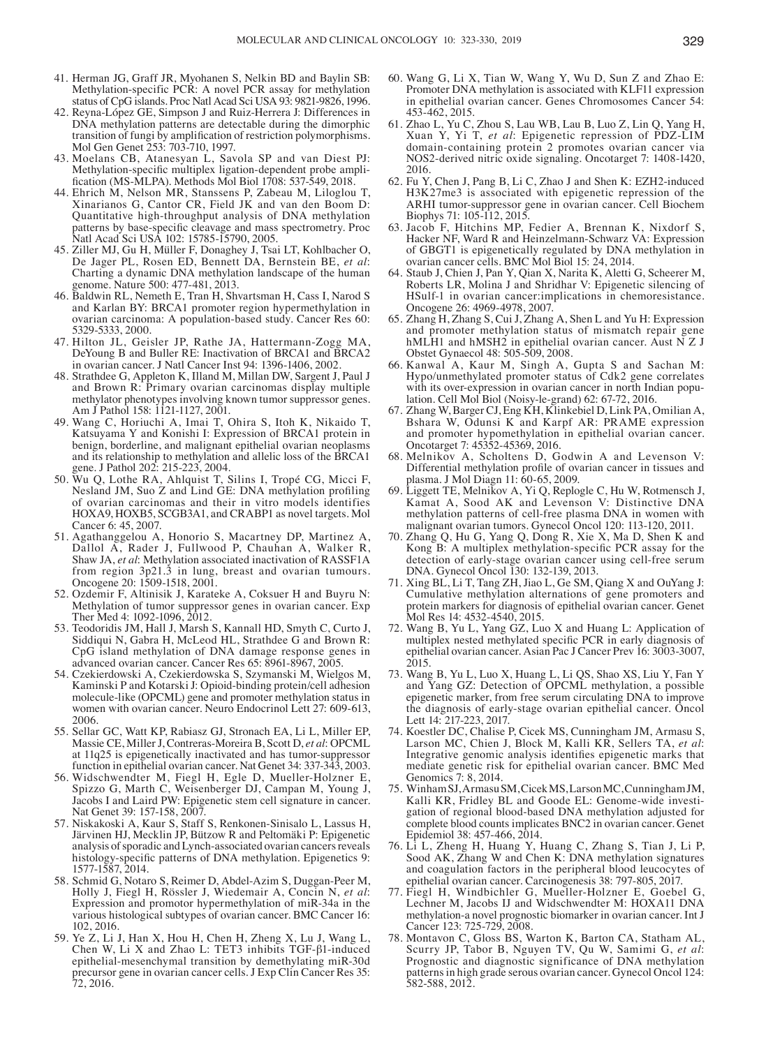41. Herman JG, Graff JR, Myohanen S, Nelkin BD and Baylin SB: Methylation-specific PCR: A novel PCR assay for methylation status of CpG islands. Proc Natl Acad Sci USA 93: 9821-9826, 1996.
42. Reyna-López GE, Simpson J and Ruiz-Herrera J: Differences in DNA methylation patterns are detectable during the dimorphic transition of fungi by amplification of restriction polymorphisms. Mol Gen Genet 253: 703-710, 1997.
43. Moelans CB, Atanesyan L, Savola SP and van Diest PJ: Methylation-specific multiplex ligation-dependent probe amplification (MS-MLPA). Methods Mol Biol 1708: 537-549, 2018.
44. Ehrich M, Nelson MR, Stanssens P, Zabeau M, Liloglou T, Xinarianos G, Cantor CR, Field JK and van den Boom D: Quantitative high-throughput analysis of DNA methylation patterns by base-specific cleavage and mass spectrometry. Proc Natl Acad Sci USA 102: 15785-15790, 2005.
45. Ziller MJ, Gu H, Müller F, Donaghey J, Tsai LT, Kohlbacher O, De Jager PL, Rosen ED, Bennett DA, Bernstein BE, *et al*: Charting a dynamic DNA methylation landscape of the human genome. Nature 500: 477-481, 2013.
46. Baldwin RL, Nemeth E, Tran H, Shvartsman H, Cass I, Narod S and Karlan BY: BRCA1 promoter region hypermethylation in ovarian carcinoma: A population-based study. Cancer Res 60: 5329-5333, 2000.
47. Hilton JL, Geisler JP, Rathe JA, Hattermann-Zogg MA, DeYoung B and Buller RE: Inactivation of BRCA1 and BRCA2 in ovarian cancer. J Natl Cancer Inst 94: 1396-1406, 2002.
48. Strathdee G, Appleton K, Illand M, Millan DW, Sargent J, Paul J and Brown R: Primary ovarian carcinomas display multiple methylator phenotypes involving known tumor suppressor genes. Am J Pathol 158: 1121-1127, 2001.
49. Wang C, Horiuchi A, Imai T, Ohira S, Itoh K, Nikaido T, Katsuyama Y and Konishi I: Expression of BRCA1 protein in benign, borderline, and malignant epithelial ovarian neoplasms and its relationship to methylation and allelic loss of the BRCA1 gene. J Pathol 202: 215-223, 2004.
50. Wu Q, Lothe RA, Ahlquist T, Silins I, Tropé CG, Micci F, Nesland JM, Suo Z and Lind GE: DNA methylation profiling of ovarian carcinomas and their in vitro models identifies HOXA9, HOXB5, SCGB3A1, and CRABP1 as novel targets. Mol Cancer 6: 45, 2007.
51. Agathanggelou A, Honorio S, Macartney DP, Martinez A, Dallol A, Rader J, Fullwood P, Chauhan A, Walker R, Shaw JA, *et al*: Methylation associated inactivation of RASSF1A from region 3p21.3 in lung, breast and ovarian tumours. Oncogene 20: 1509-1518, 2001.
52. Ozdemir F, Altinisik J, Karateke A, Coksuer H and Buyru N: Methylation of tumor suppressor genes in ovarian cancer. Exp Ther Med 4: 1092-1096, 2012.
53. Teodoridis JM, Hall J, Marsh S, Kannall HD, Smyth C, Curto J, Siddiqui N, Gabra H, McLeod HL, Strathdee G and Brown R: CpG island methylation of DNA damage response genes in advanced ovarian cancer. Cancer Res 65: 8961-8967, 2005.
54. Czekierdowski A, Czekierdowska S, Szymanski M, Wielgos M, Kaminski P and Kotarski J: Opioid-binding protein/cell adhesion molecule-like (OPCML) gene and promoter methylation status in women with ovarian cancer. Neuro Endocrinol Lett 27: 609-613, 2006.
55. Sellar GC, Watt KP, Rabiasz GJ, Stronach EA, Li L, Miller EP, Massie CE, Miller J, Contreras-Moreira B, Scott D, *et al*: OPCML at 11q25 is epigenetically inactivated and has tumor-suppressor function in epithelial ovarian cancer. Nat Genet 34: 337-343, 2003.
56. Widschwendter M, Fiegl H, Egle D, Mueller-Holzner E, Spizzo G, Marth C, Weisenberger DJ, Campan M, Young J, Jacobs I and Laird PW: Epigenetic stem cell signature in cancer. Nat Genet 39: 157-158, 2007.
57. Niskakoski A, Kaur S, Staff S, Renkonen-Sinisalo L, Lassus H, Järvinen HJ, Mecklin JP, Bützow R and Peltomäki P: Epigenetic analysis of sporadic and Lynch-associated ovarian cancers reveals histology-specific patterns of DNA methylation. Epigenetics 9: 1577-1587, 2014.
58. Schmid G, Notaro S, Reimer D, Abdel-Azim S, Duggan-Peer M, Holly J, Fiegl H, Rössler J, Wiedemair A, Concin N, *et al*: Expression and promotor hypermethylation of miR-34a in the various histological subtypes of ovarian cancer. BMC Cancer 16: 102, 2016.
59. Ye Z, Li J, Han X, Hou H, Chen H, Zheng X, Lu J, Wang L, Chen W, Li X and Zhao L: TET3 inhibits TGF-β1-induced epithelial-mesenchymal transition by demethylating miR-30d precursor gene in ovarian cancer cells. J Exp Clin Cancer Res 35: 72, 2016.
60. Wang G, Li X, Tian W, Wang Y, Wu D, Sun Z and Zhao E: Promoter DNA methylation is associated with KLF11 expression in epithelial ovarian cancer. Genes Chromosomes Cancer 54: 453-462, 2015.
61. Zhao L, Yu C, Zhou S, Lau WB, Lau B, Luo Z, Lin Q, Yang H, Xuan Y, Yi T, *et al*: Epigenetic repression of PDZ-LIM domain-containing protein 2 promotes ovarian cancer via NOS2-derived nitric oxide signaling. Oncotarget 7: 1408-1420, 2016.
62. Fu Y, Chen J, Pang B, Li C, Zhao J and Shen K: EZH2-induced H3K27me3 is associated with epigenetic repression of the ARHI tumor-suppressor gene in ovarian cancer. Cell Biochem Biophys 71: 105-112, 2015.
63. Jacob F, Hitchins MP, Fedier A, Brennan K, Nixdorf S, Hacker NF, Ward R and Heinzelmann-Schwarz VA: Expression of GBGT1 is epigenetically regulated by DNA methylation in ovarian cancer cells. BMC Mol Biol 15: 24, 2014.
64. Staub J, Chien J, Pan Y, Qian X, Narita K, Aletti G, Scheerer M, Roberts LR, Molina J and Shridhar V: Epigenetic silencing of HSulf-1 in ovarian cancer: implications in chemoresistance. Oncogene 26: 4969-4978, 2007.
65. Zhang H, Zhang S, Cui J, Zhang A, Shen L and Yu H: Expression and promoter methylation status of mismatch repair gene hMLH1 and hMSH2 in epithelial ovarian cancer. Aust N Z J Obstet Gynaecol 48: 505-509, 2008.
66. Kanwal A, Kaur M, Singh A, Gupta S and Sachan M: Hypo/unmethylated promoter status of Cdk2 gene correlates with its over-expression in ovarian cancer in north Indian population. Cell Mol Biol (Noisy-le-grand) 62: 67-72, 2016.
67. Zhang W, Barger CJ, Eng KH, Klinkebiel D, Link PA, Omilian A, Bshara W, Odunsi K and Karpf AR: PRAME expression and promoter hypomethylation in epithelial ovarian cancer. Oncotarget 7: 45352-45369, 2016.
68. Melnikov A, Scholtens D, Godwin A and Levenson V: Differential methylation profile of ovarian cancer in tissues and plasma. J Mol Diagn 11: 60-65, 2009.
69. Liggett TE, Melnikov A, Yi Q, Replogle C, Hu W, Rotmensch J, Kamat A, Sood AK and Levenson V: Distinctive DNA methylation patterns of cell-free plasma DNA in women with malignant ovarian tumors. Gynecol Oncol 120: 113-120, 2011.
70. Zhang Q, Hu G, Yang Q, Dong R, Xie X, Ma D, Shen K and Kong B: A multiplex methylation-specific PCR assay for the detection of early-stage ovarian cancer using cell-free serum DNA. Gynecol Oncol 130: 132-139, 2013.
71. Xing BL, Li T, Tang ZH, Jiao L, Ge SM, Qiang X and OuYang J: Cumulative methylation alternations of gene promoters and protein markers for diagnosis of epithelial ovarian cancer. Genet Mol Res 14: 4532-4540, 2015.
72. Wang B, Yu L, Yang GZ, Luo X and Huang L: Application of multiplex nested methylated specific PCR in early diagnosis of epithelial ovarian cancer. Asian Pac J Cancer Prev 16: 3003-3007, 2015.
73. Wang B, Yu L, Luo X, Huang L, Li QS, Shao XS, Liu Y, Fan Y and Yang GZ: Detection of OPCML methylation, a possible epigenetic marker, from free serum circulating DNA to improve the diagnosis of early-stage ovarian epithelial cancer. Oncol Lett 14: 217-223, 2017.
74. Koestler DC, Chalise P, Cicek MS, Cunningham JM, Armasu S, Larson MC, Chien J, Block M, Kalli KR, Sellers TA, *et al*: Integrative genomic analysis identifies epigenetic marks that mediate genetic risk for epithelial ovarian cancer. BMC Med Genomics 7: 8, 2014.
75. Winham SJ, Armasu SM, Cicek MS, Larson MC, Cunningham JM, Kalli KR, Fridley BL and Goode EL: Genome-wide investigation of regional blood-based DNA methylation adjusted for complete blood counts implicates BNC2 in ovarian cancer. Genet Epidemiol 38: 457-466, 2014.
76. Li L, Zheng H, Huang Y, Huang C, Zhang S, Tian J, Li P, Sood AK, Zhang W and Chen K: DNA methylation signatures and coagulation factors in the peripheral blood leucocytes of epithelial ovarian cancer. Carcinogenesis 38: 797-805, 2017.
77. Fiegl H, Windbichler G, Mueller-Holzner E, Goebel G, Lechner M, Jacobs IJ and Widschwendter M: HOXA11 DNA methylation-a novel prognostic biomarker in ovarian cancer. Int J Cancer 123: 725-729, 2008.
78. Montavon C, Gloss BS, Warton K, Barton CA, Statham AL, Scurry JP, Tabor B, Nguyen TV, Qu W, Samimi G, *et al*: Prognostic and diagnostic significance of DNA methylation patterns in high grade serous ovarian cancer. Gynecol Oncol 124: 582-588, 2012.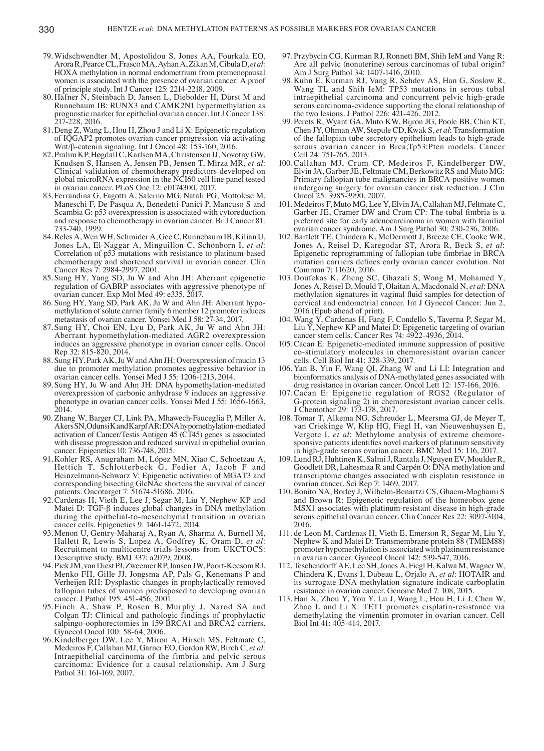79. Widschwendter M, Apostolidou S, Jones AA, Fourkala EO, Arora R, Pearce CL, Frasco MA, Ayhan A, Zikan M, Cibula D, *et al*: HOXA methylation in normal endometrium from premenopausal women is associated with the presence of ovarian cancer: A proof of principle study. Int J Cancer 125: 2214-2218, 2009.
80. Häfner N, Steinbach D, Jansen L, Diebolder H, Dürst M and Runnebaum IB: RUNX3 and CAMK2N1 hypermethylation as prognostic marker for epithelial ovarian cancer. Int J Cancer 138: 217-228, 2016.
81. Deng Z, Wang L, Hou H, Zhou J and Li X: Epigenetic regulation of IQGAP2 promotes ovarian cancer progression via activating Wnt/β-catenin signaling. Int J Oncol 48: 153-160, 2016.
82. Prahm KP, Høgdall C, Karlsen MA, Christensen IJ, Novotny GW, Knudsen S, Hansen A, Jensen PB, Jensen T, Mirza MR, *et al*: Clinical validation of chemotherapy predictors developed on global microRNA expression in the NCI60 cell line panel tested in ovarian cancer. PLoS One 12: e0174300, 2017.
83. Ferrandina G, Fagotti A, Salerno MG, Natali PG, Mottolese M, Maneschi F, De Pasqua A, Benedetti-Panici P, Mancuso S and Scambia G: p53 overexpression is associated with cytoreduction and response to chemotherapy in ovarian cancer. Br J Cancer 81: 733-740, 1999.
84. Reles A, Wen WH, Schmider A, Gee C, Runnebaum IB, Kilian U, Jones LA, El-Naggar A, Minguillon C, Schönborn I, *et al*: Correlation of p53 mutations with resistance to platinum-based chemotherapy and shortened survival in ovarian cancer. Clin Cancer Res 7: 2984-2997, 2001.
85. Sung HY, Yang SD, Ju W and Ahn JH: Aberrant epigenetic regulation of GABRP associates with aggressive phenotype of ovarian cancer. Exp Mol Med 49: e335, 2017.
86. Sung HY, Yang SD, Park AK, Ju W and Ahn JH: Aberrant hypomethylation of solute carrier family 6 member 12 promoter induces metastasis of ovarian cancer. Yonsei Med J 58: 27-34, 2017.
87. Sung HY, Choi EN, Lyu D, Park AK, Ju W and Ahn JH: Aberrant hypomethylation-mediated AGR2 overexpression induces an aggressive phenotype in ovarian cancer cells. Oncol Rep 32: 815-820, 2014.
88. Sung HY, Park AK, Ju W and Ahn JH: Overexpression of mucin 13 due to promoter methylation promotes aggressive behavior in ovarian cancer cells. Yonsei Med J 55: 1206-1213, 2014.
89. Sung HY, Ju W and Ahn JH: DNA hypomethylation-mediated overexpression of carbonic anhydrase 9 induces an aggressive phenotype in ovarian cancer cells. Yonsei Med J 55: 1656-1663, 2014.
90. Zhang W, Barger CJ, Link PA, Mhawech-Fauceglia P, Miller A, Akers SN, Odunsi K and Karpf AR: DNA hypomethylation-mediated activation of Cancer/Testis Antigen 45 (CT45) genes is associated with disease progression and reduced survival in epithelial ovarian cancer. Epigenetics 10: 736-748, 2015.
91. Kohler RS, Anugraham M, López MN, Xiao C, Schoetzau A, Hettich T, Schlotterbeck G, Fedier A, Jacob F and Heinzelmann-Schwarz V: Epigenetic activation of MGAT3 and corresponding bisecting GlcNAc shortens the survival of cancer patients. Oncotarget 7: 51674-51686, 2016.
92. Cardenas H, Vieth E, Lee J, Segar M, Liu Y, Nephew KP and Matei D: TGF-β induces global changes in DNA methylation during the epithelial-to-mesenchymal transition in ovarian cancer cells. Epigenetics 9: 1461-1472, 2014.
93. Menon U, Gentry-Maharaj A, Ryan A, Sharma A, Burnell M, Hallett R, Lewis S, Lopez A, Godfrey K, Oram D, *et al*: Recruitment to multicentre trials-lessons from UKCTOCS: Descriptive study. BMJ 337: a2079, 2008.
94. Piek JM, van Diest PJ, Zweemer RP, Jansen JW, Poort-Keesom RJ, Menko FH, Gille JJ, Jongsma AP, Pals G, Kenemans P and Verheijen RH: Dysplastic changes in prophylactically removed fallopian tubes of women predisposed to developing ovarian cancer. J Pathol 195: 451-456, 2001.
95. Finch A, Shaw P, Rosen B, Murphy J, Narod SA and Colgan TJ: Clinical and pathologic findings of prophylactic salpingo-oophorectomies in 159 BRCA1 and BRCA2 carriers. Gynecol Oncol 100: 58-64, 2006.
96. Kindelberger DW, Lee Y, Miron A, Hirsch MS, Feltmate C, Medeiros F, Callahan MJ, Garner EO, Gordon RW, Birch C, *et al*: Intraepithelial carcinoma of the fimbria and pelvic serous carcinoma: Evidence for a causal relationship. Am J Surg Pathol 31: 161-169, 2007.
97. Przybycin CG, Kurman RJ, Ronnett BM, Shih IeM and Vang R: Are all pelvic (nonuterine) serous carcinomas of tubal origin? Am J Surg Pathol 34: 1407-1416, 2010.
98. Kuhn E, Kurman RJ, Vang R, Sehdev AS, Han G, Soslow R, Wang TL and Shih IeM: TP53 mutations in serous tubal intraepithelial carcinoma and concurrent pelvic high-grade serous carcinoma-evidence supporting the clonal relationship of the two lesions. J Pathol 226: 421-426, 2012.
99. Perets R, Wyant GA, Muto KW, Bijron JG, Poole BB, Chin KT, Chen JY, Ohman AW, Stepule CD, Kwak S, *et al*: Transformation of the fallopian tube secretory epithelium leads to high-grade serous ovarian cancer in Brca;Tp53;Pten models. Cancer Cell 24: 751-765, 2013.
100. Callahan MJ, Crum CP, Medeiros F, Kindelberger DW, Elvin JA, Garber JE, Feltmate CM, Berkowitz RS and Muto MG: Primary fallopian tube malignancies in BRCA-positive women undergoing surgery for ovarian cancer risk reduction. J Clin Oncol 25: 3985-3990, 2007.
101. Medeiros F, Muto MG, Lee Y, Elvin JA, Callahan MJ, Feltmate C, Garber JE, Cramer DW and Crum CP: The tubal fimbria is a preferred site for early adenocarcinoma in women with familial ovarian cancer syndrome. Am J Surg Pathol 30: 230-236, 2006.
102. Bartlett TE, Chindera K, McDermott J, Breeze CE, Cooke WR, Jones A, Reisel D, Karegodar ST, Arora R, Beck S, *et al*: Epigenetic reprogramming of fallopian tube fimbriae in BRCA mutation carriers defines early ovarian cancer evolution. Nat Commun 7: 11620, 2016.
103. Doufekas K, Zheng SC, Ghazali S, Wong M, Mohamed Y, Jones A, Reisel D, Mould T, Olaitan A, Macdonald N, *et al*: DNA methylation signatures in vaginal fluid samples for detection of cervical and endometrial cancer. Int J Gynecol Cancer: Jun 2, 2016 (Epub ahead of print).
104. Wang Y, Cardenas H, Fang F, Condello S, Taverna P, Segar M, Liu Y, Nephew KP and Matei D: Epigenetic targeting of ovarian cancer stem cells. Cancer Res 74: 4922-4936, 2014.
105. Cacan E: Epigenetic-mediated immune suppression of positive co-stimulatory molecules in chemoresistant ovarian cancer cells. Cell Biol Int 41: 328-339, 2017.
106. Yan B, Yin F, Wang QI, Zhang W and Li LI: Integration and bioinformatics analysis of DNA-methylated genes associated with drug resistance in ovarian cancer. Oncol Lett 12: 157-166, 2016.
107. Cacan E: Epigenetic regulation of RGS2 (Regulator of G-protein signaling 2) in chemoresistant ovarian cancer cells. J Chemother 29: 173-178, 2017.
108. Tomar T, Alkema NG, Schreuder L, Meersma GJ, de Meyer T, van Criekinge W, Klip HG, Fiegl H, van Nieuwenhuysen E, Vergote I, *et al*: Methylome analysis of extreme chemoresponsive patients identifies novel markers of platinum sensitivity in high-grade serous ovarian cancer. BMC Med 15: 116, 2017.
109. Lund RJ, Huhtinen K, Salmi J, Rantala J, Nguyen EV, Moulder R, Goodlett DR, Lahesmaa R and Carpén O: DNA methylation and transcriptome changes associated with cisplatin resistance in ovarian cancer. Sci Rep 7: 1469, 2017.
110. Bonito NA, Borley J, Wilhelm-Benartzi CS, Ghaem-Maghami S and Brown R: Epigenetic regulation of the homeobox gene MSX1 associates with platinum-resistant disease in high-grade serous epithelial ovarian cancer. Clin Cancer Res 22: 3097-3104, 2016.
111. de Leon M, Cardenas H, Vieth E, Emerson R, Segar M, Liu Y, Nephew K and Matei D: Transmembrane protein 88 (TMEM88) promoter hypomethylation is associated with platinum resistance in ovarian cancer. Gynecol Oncol 142: 539-547, 2016.
112. Teschendorff AE, Lee SH, Jones A, Fiegl H, Kalwa M, Wagner W, Chindera K, Evans I, Dubeau L, Orjalo A, *et al*: HOTAIR and its surrogate DNA methylation signature indicate carboplatin resistance in ovarian cancer. Genome Med 7: 108, 2015.
113. Han X, Zhou Y, You Y, Lu J, Wang L, Hou H, Li J, Chen W, Zhao L and Li X: TET1 promotes cisplatin-resistance via demethylating the vimentin promoter in ovarian cancer. Cell Biol Int 41: 405-414, 2017.